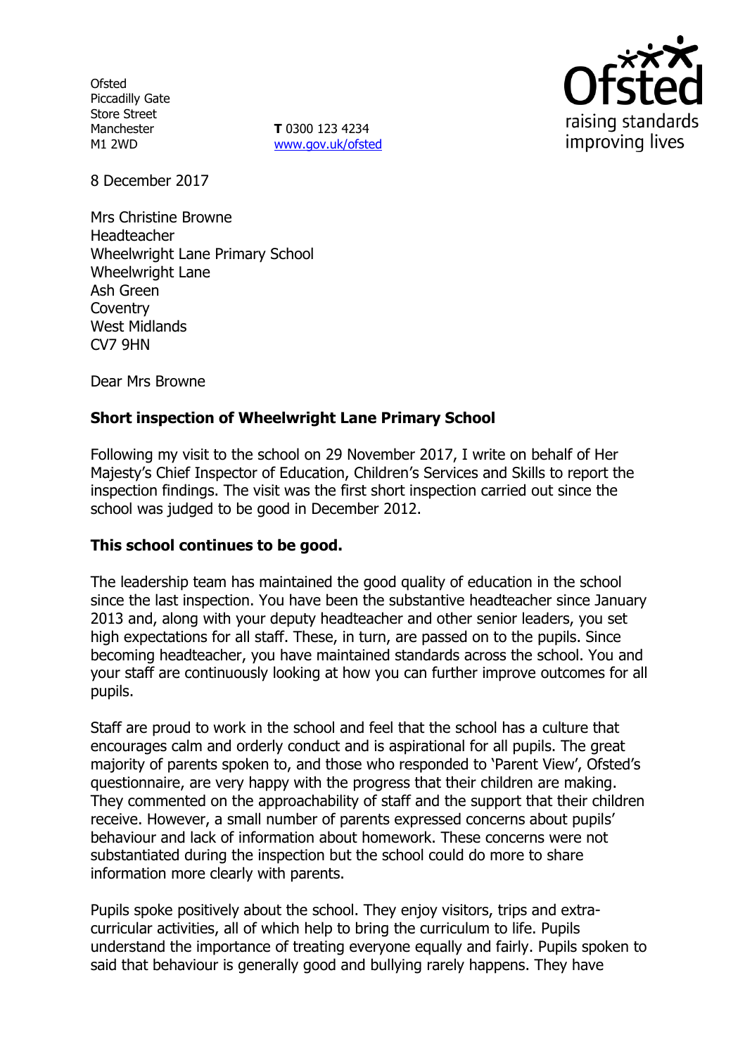Ofsted
Piccadilly Gate
Store Street
Manchester
M1 2WD

**T** 0300 123 4234
www.gov.uk/ofsted

8 December 2017

Mrs Christine Browne
Headteacher
Wheelwright Lane Primary School
Wheelwright Lane
Ash Green
Coventry
West Midlands
CV7 9HN

Dear Mrs Browne

**Short inspection of Wheelwright Lane Primary School**

Following my visit to the school on 29 November 2017, I write on behalf of Her Majesty's Chief Inspector of Education, Children's Services and Skills to report the inspection findings. The visit was the first short inspection carried out since the school was judged to be good in December 2012.

**This school continues to be good.**

The leadership team has maintained the good quality of education in the school since the last inspection. You have been the substantive headteacher since January 2013 and, along with your deputy headteacher and other senior leaders, you set high expectations for all staff. These, in turn, are passed on to the pupils. Since becoming headteacher, you have maintained standards across the school. You and your staff are continuously looking at how you can further improve outcomes for all pupils.

Staff are proud to work in the school and feel that the school has a culture that encourages calm and orderly conduct and is aspirational for all pupils. The great majority of parents spoken to, and those who responded to 'Parent View', Ofsted's questionnaire, are very happy with the progress that their children are making. They commented on the approachability of staff and the support that their children receive. However, a small number of parents expressed concerns about pupils' behaviour and lack of information about homework. These concerns were not substantiated during the inspection but the school could do more to share information more clearly with parents.

Pupils spoke positively about the school. They enjoy visitors, trips and extra-curricular activities, all of which help to bring the curriculum to life. Pupils understand the importance of treating everyone equally and fairly. Pupils spoken to said that behaviour is generally good and bullying rarely happens. They have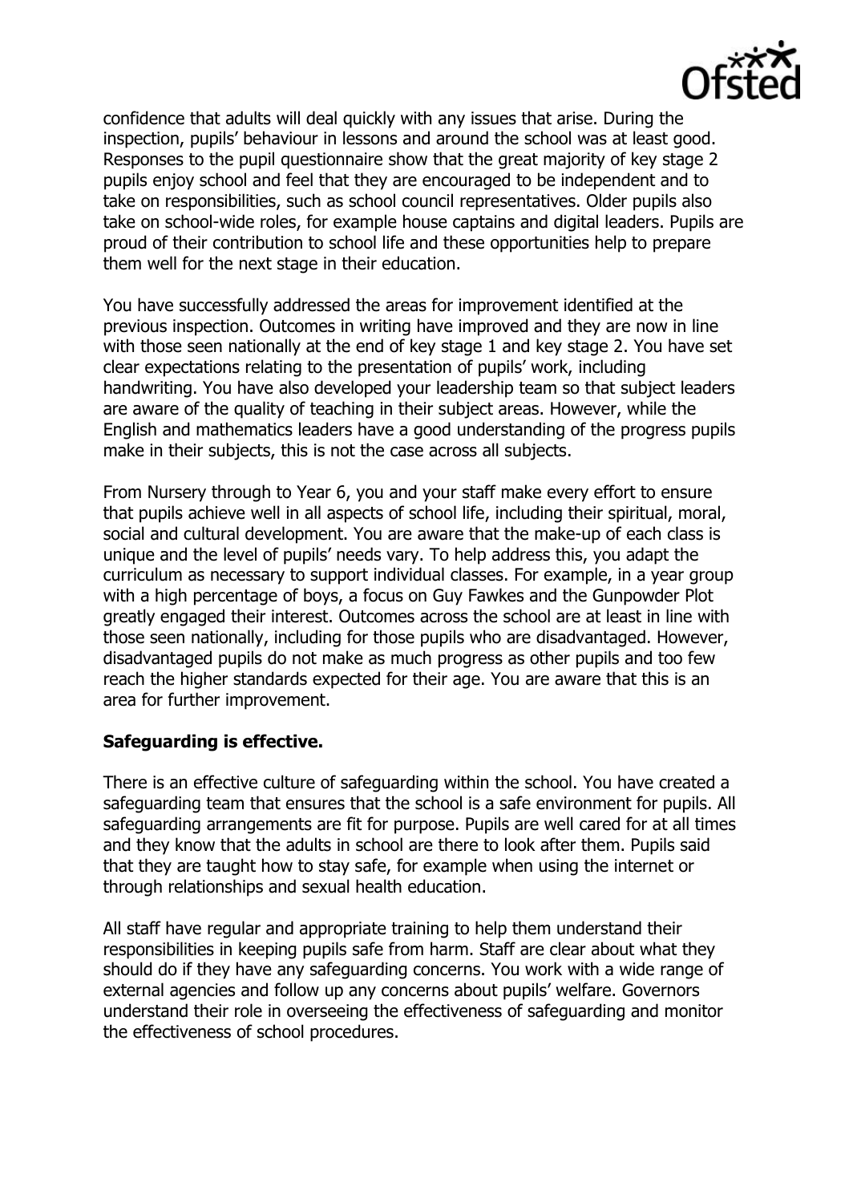confidence that adults will deal quickly with any issues that arise. During the inspection, pupils' behaviour in lessons and around the school was at least good. Responses to the pupil questionnaire show that the great majority of key stage 2 pupils enjoy school and feel that they are encouraged to be independent and to take on responsibilities, such as school council representatives. Older pupils also take on school-wide roles, for example house captains and digital leaders. Pupils are proud of their contribution to school life and these opportunities help to prepare them well for the next stage in their education.

You have successfully addressed the areas for improvement identified at the previous inspection. Outcomes in writing have improved and they are now in line with those seen nationally at the end of key stage 1 and key stage 2. You have set clear expectations relating to the presentation of pupils' work, including handwriting. You have also developed your leadership team so that subject leaders are aware of the quality of teaching in their subject areas. However, while the English and mathematics leaders have a good understanding of the progress pupils make in their subjects, this is not the case across all subjects.

From Nursery through to Year 6, you and your staff make every effort to ensure that pupils achieve well in all aspects of school life, including their spiritual, moral, social and cultural development. You are aware that the make-up of each class is unique and the level of pupils' needs vary. To help address this, you adapt the curriculum as necessary to support individual classes. For example, in a year group with a high percentage of boys, a focus on Guy Fawkes and the Gunpowder Plot greatly engaged their interest. Outcomes across the school are at least in line with those seen nationally, including for those pupils who are disadvantaged. However, disadvantaged pupils do not make as much progress as other pupils and too few reach the higher standards expected for their age. You are aware that this is an area for further improvement.

**Safeguarding is effective.**

There is an effective culture of safeguarding within the school. You have created a safeguarding team that ensures that the school is a safe environment for pupils. All safeguarding arrangements are fit for purpose. Pupils are well cared for at all times and they know that the adults in school are there to look after them. Pupils said that they are taught how to stay safe, for example when using the internet or through relationships and sexual health education.

All staff have regular and appropriate training to help them understand their responsibilities in keeping pupils safe from harm. Staff are clear about what they should do if they have any safeguarding concerns. You work with a wide range of external agencies and follow up any concerns about pupils' welfare. Governors understand their role in overseeing the effectiveness of safeguarding and monitor the effectiveness of school procedures.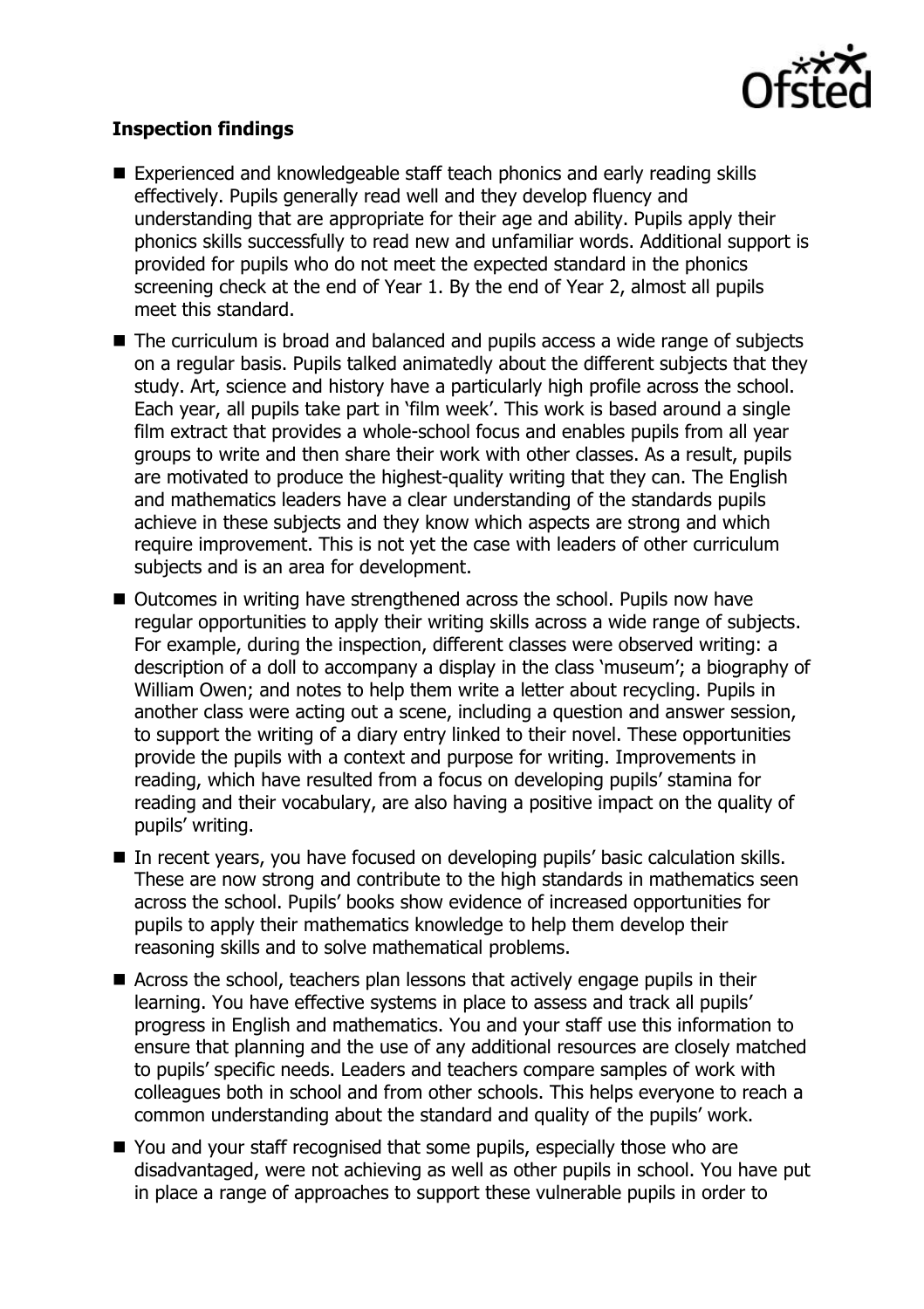**Inspection findings**

- Experienced and knowledgeable staff teach phonics and early reading skills effectively. Pupils generally read well and they develop fluency and understanding that are appropriate for their age and ability. Pupils apply their phonics skills successfully to read new and unfamiliar words. Additional support is provided for pupils who do not meet the expected standard in the phonics screening check at the end of Year 1. By the end of Year 2, almost all pupils meet this standard.
- The curriculum is broad and balanced and pupils access a wide range of subjects on a regular basis. Pupils talked animatedly about the different subjects that they study. Art, science and history have a particularly high profile across the school. Each year, all pupils take part in 'film week'. This work is based around a single film extract that provides a whole-school focus and enables pupils from all year groups to write and then share their work with other classes. As a result, pupils are motivated to produce the highest-quality writing that they can. The English and mathematics leaders have a clear understanding of the standards pupils achieve in these subjects and they know which aspects are strong and which require improvement. This is not yet the case with leaders of other curriculum subjects and is an area for development.
- Outcomes in writing have strengthened across the school. Pupils now have regular opportunities to apply their writing skills across a wide range of subjects. For example, during the inspection, different classes were observed writing: a description of a doll to accompany a display in the class 'museum'; a biography of William Owen; and notes to help them write a letter about recycling. Pupils in another class were acting out a scene, including a question and answer session, to support the writing of a diary entry linked to their novel. These opportunities provide the pupils with a context and purpose for writing. Improvements in reading, which have resulted from a focus on developing pupils' stamina for reading and their vocabulary, are also having a positive impact on the quality of pupils' writing.
- In recent years, you have focused on developing pupils' basic calculation skills. These are now strong and contribute to the high standards in mathematics seen across the school. Pupils' books show evidence of increased opportunities for pupils to apply their mathematics knowledge to help them develop their reasoning skills and to solve mathematical problems.
- Across the school, teachers plan lessons that actively engage pupils in their learning. You have effective systems in place to assess and track all pupils' progress in English and mathematics. You and your staff use this information to ensure that planning and the use of any additional resources are closely matched to pupils' specific needs. Leaders and teachers compare samples of work with colleagues both in school and from other schools. This helps everyone to reach a common understanding about the standard and quality of the pupils' work.
- You and your staff recognised that some pupils, especially those who are disadvantaged, were not achieving as well as other pupils in school. You have put in place a range of approaches to support these vulnerable pupils in order to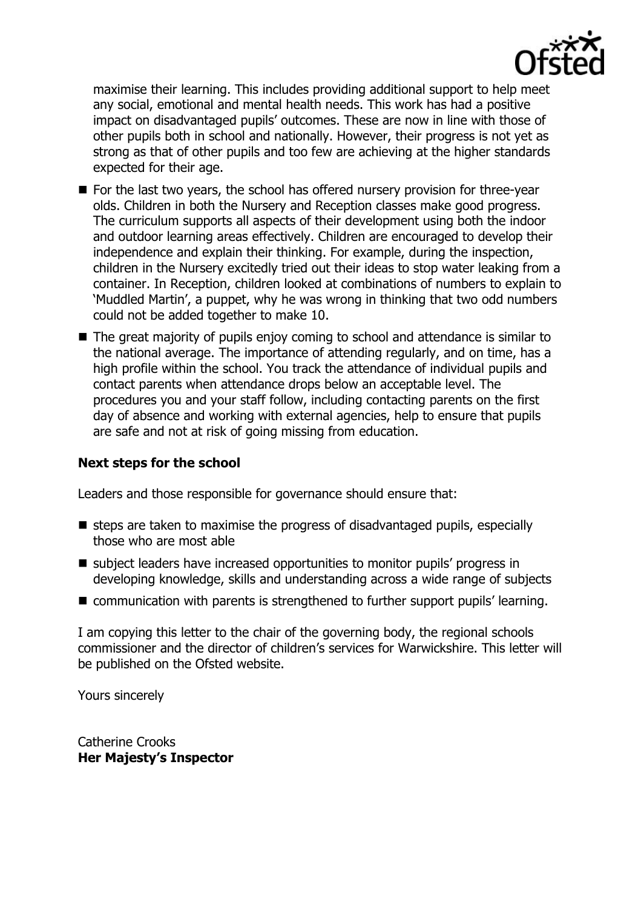maximise their learning. This includes providing additional support to help meet any social, emotional and mental health needs. This work has had a positive impact on disadvantaged pupils' outcomes. These are now in line with those of other pupils both in school and nationally. However, their progress is not yet as strong as that of other pupils and too few are achieving at the higher standards expected for their age.

- For the last two years, the school has offered nursery provision for three-year olds. Children in both the Nursery and Reception classes make good progress. The curriculum supports all aspects of their development using both the indoor and outdoor learning areas effectively. Children are encouraged to develop their independence and explain their thinking. For example, during the inspection, children in the Nursery excitedly tried out their ideas to stop water leaking from a container. In Reception, children looked at combinations of numbers to explain to 'Muddled Martin', a puppet, why he was wrong in thinking that two odd numbers could not be added together to make 10.
- The great majority of pupils enjoy coming to school and attendance is similar to the national average. The importance of attending regularly, and on time, has a high profile within the school. You track the attendance of individual pupils and contact parents when attendance drops below an acceptable level. The procedures you and your staff follow, including contacting parents on the first day of absence and working with external agencies, help to ensure that pupils are safe and not at risk of going missing from education.

### Next steps for the school

Leaders and those responsible for governance should ensure that:

- steps are taken to maximise the progress of disadvantaged pupils, especially those who are most able
- subject leaders have increased opportunities to monitor pupils' progress in developing knowledge, skills and understanding across a wide range of subjects
- communication with parents is strengthened to further support pupils' learning.

I am copying this letter to the chair of the governing body, the regional schools commissioner and the director of children's services for Warwickshire. This letter will be published on the Ofsted website.

Yours sincerely

Catherine Crooks
**Her Majesty's Inspector**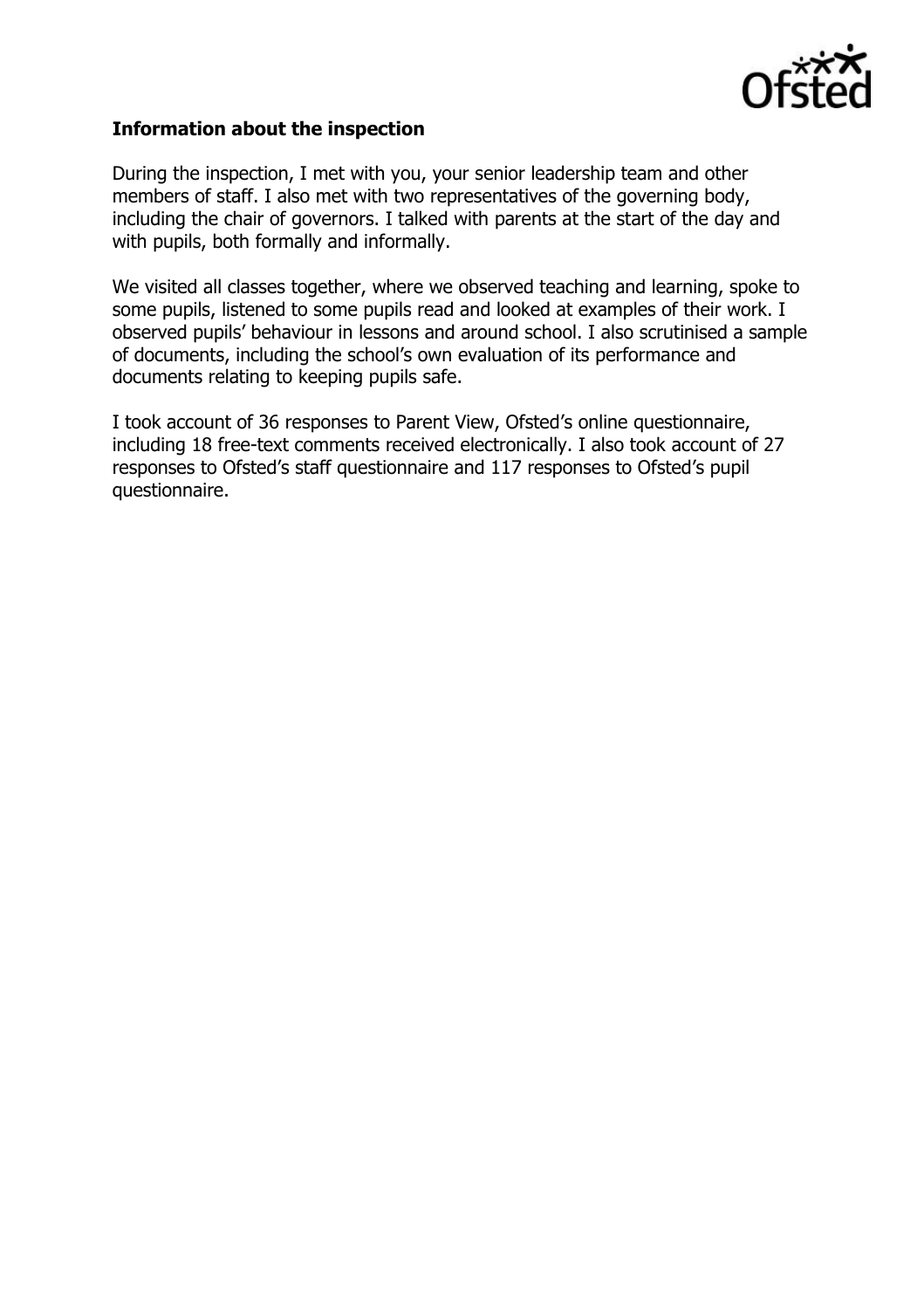**Information about the inspection**

During the inspection, I met with you, your senior leadership team and other members of staff. I also met with two representatives of the governing body, including the chair of governors. I talked with parents at the start of the day and with pupils, both formally and informally.

We visited all classes together, where we observed teaching and learning, spoke to some pupils, listened to some pupils read and looked at examples of their work. I observed pupils' behaviour in lessons and around school. I also scrutinised a sample of documents, including the school's own evaluation of its performance and documents relating to keeping pupils safe.

I took account of 36 responses to Parent View, Ofsted's online questionnaire, including 18 free-text comments received electronically. I also took account of 27 responses to Ofsted's staff questionnaire and 117 responses to Ofsted's pupil questionnaire.